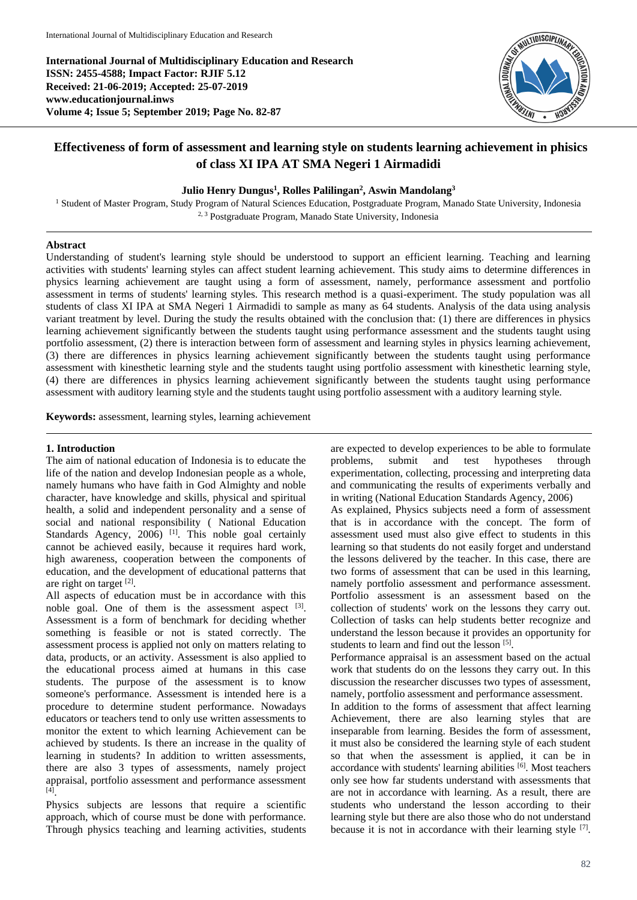**International Journal of Multidisciplinary Education and Research**
**ISSN: 2455-4588; Impact Factor: RJIF 5.12**
**Received: 21-06-2019; Accepted: 25-07-2019**
**www.educationjournal.inws**
**Volume 4; Issue 5; September 2019; Page No. 82-87**

# Effectiveness of form of assessment and learning style on students learning achievement in phisics of class XI IPA AT SMA Negeri 1 Airmadidi

**Julio Henry Dungus[1], Rolles Palilingan[2], Aswin Mandolang[3]**

[1] Student of Master Program, Study Program of Natural Sciences Education, Postgraduate Program, Manado State University, Indonesia
[2, 3] Postgraduate Program, Manado State University, Indonesia

## Abstract

Understanding of student's learning style should be understood to support an efficient learning. Teaching and learning activities with students' learning styles can affect student learning achievement. This study aims to determine differences in physics learning achievement are taught using a form of assessment, namely, performance assessment and portfolio assessment in terms of students' learning styles. This research method is a quasi-experiment. The study population was all students of class XI IPA at SMA Negeri 1 Airmadidi to sample as many as 64 students. Analysis of the data using analysis variant treatment by level. During the study the results obtained with the conclusion that: (1) there are differences in physics learning achievement significantly between the students taught using performance assessment and the students taught using portfolio assessment, (2) there is interaction between form of assessment and learning styles in physics learning achievement, (3) there are differences in physics learning achievement significantly between the students taught using performance assessment with kinesthetic learning style and the students taught using portfolio assessment with kinesthetic learning style, (4) there are differences in physics learning achievement significantly between the students taught using performance assessment with auditory learning style and the students taught using portfolio assessment with a auditory learning style.

**Keywords:** assessment, learning styles, learning achievement

## 1. Introduction

The aim of national education of Indonesia is to educate the life of the nation and develop Indonesian people as a whole, namely humans who have faith in God Almighty and noble character, have knowledge and skills, physical and spiritual health, a solid and independent personality and a sense of social and national responsibility ( National Education Standards Agency, 2006) [1]. This noble goal certainly cannot be achieved easily, because it requires hard work, high awareness, cooperation between the components of education, and the development of educational patterns that are right on target [2].

All aspects of education must be in accordance with this noble goal. One of them is the assessment aspect [3]. Assessment is a form of benchmark for deciding whether something is feasible or not is stated correctly. The assessment process is applied not only on matters relating to data, products, or an activity. Assessment is also applied to the educational process aimed at humans in this case students. The purpose of the assessment is to know someone's performance. Assessment is intended here is a procedure to determine student performance. Nowadays educators or teachers tend to only use written assessments to monitor the extent to which learning Achievement can be achieved by students. Is there an increase in the quality of learning in students? In addition to written assessments, there are also 3 types of assessments, namely project appraisal, portfolio assessment and performance assessment [4].

Physics subjects are lessons that require a scientific approach, which of course must be done with performance. Through physics teaching and learning activities, students are expected to develop experiences to be able to formulate problems, submit and test hypotheses through experimentation, collecting, processing and interpreting data and communicating the results of experiments verbally and in writing (National Education Standards Agency, 2006)

As explained, Physics subjects need a form of assessment that is in accordance with the concept. The form of assessment used must also give effect to students in this learning so that students do not easily forget and understand the lessons delivered by the teacher. In this case, there are two forms of assessment that can be used in this learning, namely portfolio assessment and performance assessment. Portfolio assessment is an assessment based on the collection of students' work on the lessons they carry out. Collection of tasks can help students better recognize and understand the lesson because it provides an opportunity for students to learn and find out the lesson [5].

Performance appraisal is an assessment based on the actual work that students do on the lessons they carry out. In this discussion the researcher discusses two types of assessment, namely, portfolio assessment and performance assessment.

In addition to the forms of assessment that affect learning Achievement, there are also learning styles that are inseparable from learning. Besides the form of assessment, it must also be considered the learning style of each student so that when the assessment is applied, it can be in accordance with students' learning abilities [6]. Most teachers only see how far students understand with assessments that are not in accordance with learning. As a result, there are students who understand the lesson according to their learning style but there are also those who do not understand because it is not in accordance with their learning style [7].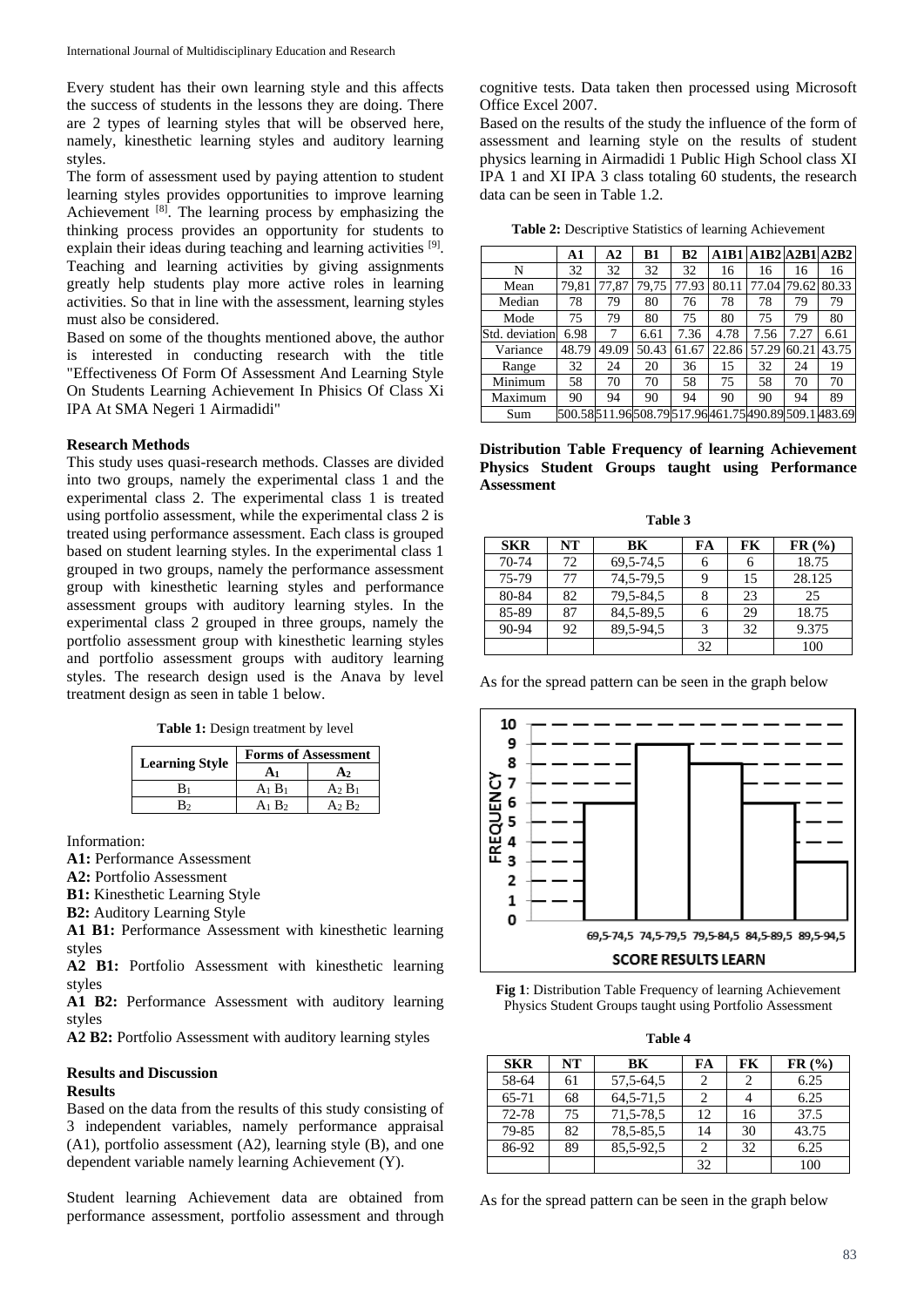Every student has their own learning style and this affects the success of students in the lessons they are doing. There are 2 types of learning styles that will be observed here, namely, kinesthetic learning styles and auditory learning styles.

The form of assessment used by paying attention to student learning styles provides opportunities to improve learning Achievement [8]. The learning process by emphasizing the thinking process provides an opportunity for students to explain their ideas during teaching and learning activities [9]. Teaching and learning activities by giving assignments greatly help students play more active roles in learning activities. So that in line with the assessment, learning styles must also be considered.

Based on some of the thoughts mentioned above, the author is interested in conducting research with the title "Effectiveness Of Form Of Assessment And Learning Style On Students Learning Achievement In Phisics Of Class Xi IPA At SMA Negeri 1 Airmadidi"

### Research Methods

This study uses quasi-research methods. Classes are divided into two groups, namely the experimental class 1 and the experimental class 2. The experimental class 1 is treated using portfolio assessment, while the experimental class 2 is treated using performance assessment. Each class is grouped based on student learning styles. In the experimental class 1 grouped in two groups, namely the performance assessment group with kinesthetic learning styles and performance assessment groups with auditory learning styles. In the experimental class 2 grouped in three groups, namely the portfolio assessment group with kinesthetic learning styles and portfolio assessment groups with auditory learning styles. The research design used is the Anava by level treatment design as seen in table 1 below.

**Table 1:** Design treatment by level

| Learning Style | Forms of Assessment | |
|---|---|---|
| | $A_1$ | $A_2$ |
| $B_1$ | $A_1 B_1$ | $A_2 B_1$ |
| $B_2$ | $A_1 B_2$ | $A_2 B_2$ |

Information:

**A1:** Performance Assessment

**A2:** Portfolio Assessment

**B1:** Kinesthetic Learning Style

**B2:** Auditory Learning Style

**A1 B1:** Performance Assessment with kinesthetic learning styles

**A2 B1:** Portfolio Assessment with kinesthetic learning styles

**A1 B2:** Performance Assessment with auditory learning styles

**A2 B2:** Portfolio Assessment with auditory learning styles

### Results and Discussion

#### Results

Based on the data from the results of this study consisting of 3 independent variables, namely performance appraisal (A1), portfolio assessment (A2), learning style (B), and one dependent variable namely learning Achievement (Y).

Student learning Achievement data are obtained from performance assessment, portfolio assessment and through cognitive tests. Data taken then processed using Microsoft Office Excel 2007.

Based on the results of the study the influence of the form of assessment and learning style on the results of student physics learning in Airmadidi 1 Public High School class XI IPA 1 and XI IPA 3 class totaling 60 students, the research data can be seen in Table 1.2.

**Table 2:** Descriptive Statistics of learning Achievement

| | A1 | A2 | B1 | B2 | A1B1 | A1B2 | A2B1 | A2B2 |
|---|---|---|---|---|---|---|---|---|
| N | 32 | 32 | 32 | 32 | 16 | 16 | 16 | 16 |
| Mean | 79,81 | 77,87 | 79,75 | 77.93 | 80.11 | 77.04 | 79.62 | 80.33 |
| Median | 78 | 79 | 80 | 76 | 78 | 78 | 79 | 79 |
| Mode | 75 | 79 | 80 | 75 | 80 | 75 | 79 | 80 |
| Std. deviation | 6.98 | 7 | 6.61 | 7.36 | 4.78 | 7.56 | 7.27 | 6.61 |
| Variance | 48.79 | 49.09 | 50.43 | 61.67 | 22.86 | 57.29 | 60.21 | 43.75 |
| Range | 32 | 24 | 20 | 36 | 15 | 32 | 24 | 19 |
| Minimum | 58 | 70 | 70 | 58 | 75 | 58 | 70 | 70 |
| Maximum | 90 | 94 | 90 | 94 | 90 | 90 | 94 | 89 |
| Sum | 500.58 | 511.96 | 508.79 | 517.96 | 461.75 | 490.89 | 509.1 | 483.69 |

**Distribution Table Frequency of learning Achievement Physics Student Groups taught using Performance Assessment**

**Table 3**

| SKR | NT | BK | FA | FK | FR (%) |
|---|---|---|---|---|---|
| 70-74 | 72 | 69,5-74,5 | 6 | 6 | 18.75 |
| 75-79 | 77 | 74,5-79,5 | 9 | 15 | 28.125 |
| 80-84 | 82 | 79,5-84,5 | 8 | 23 | 25 |
| 85-89 | 87 | 84,5-89,5 | 6 | 29 | 18.75 |
| 90-94 | 92 | 89,5-94,5 | 3 | 32 | 9.375 |
| | | | 32 | | 100 |

As for the spread pattern can be seen in the graph below

**Fig 1**: Distribution Table Frequency of learning Achievement Physics Student Groups taught using Portfolio Assessment

**Table 4**

| SKR | NT | BK | FA | FK | FR (%) |
|---|---|---|---|---|---|
| 58-64 | 61 | 57,5-64,5 | 2 | 2 | 6.25 |
| 65-71 | 68 | 64,5-71,5 | 2 | 4 | 6.25 |
| 72-78 | 75 | 71,5-78,5 | 12 | 16 | 37.5 |
| 79-85 | 82 | 78,5-85,5 | 14 | 30 | 43.75 |
| 86-92 | 89 | 85,5-92,5 | 2 | 32 | 6.25 |
| | | | 32 | | 100 |

As for the spread pattern can be seen in the graph below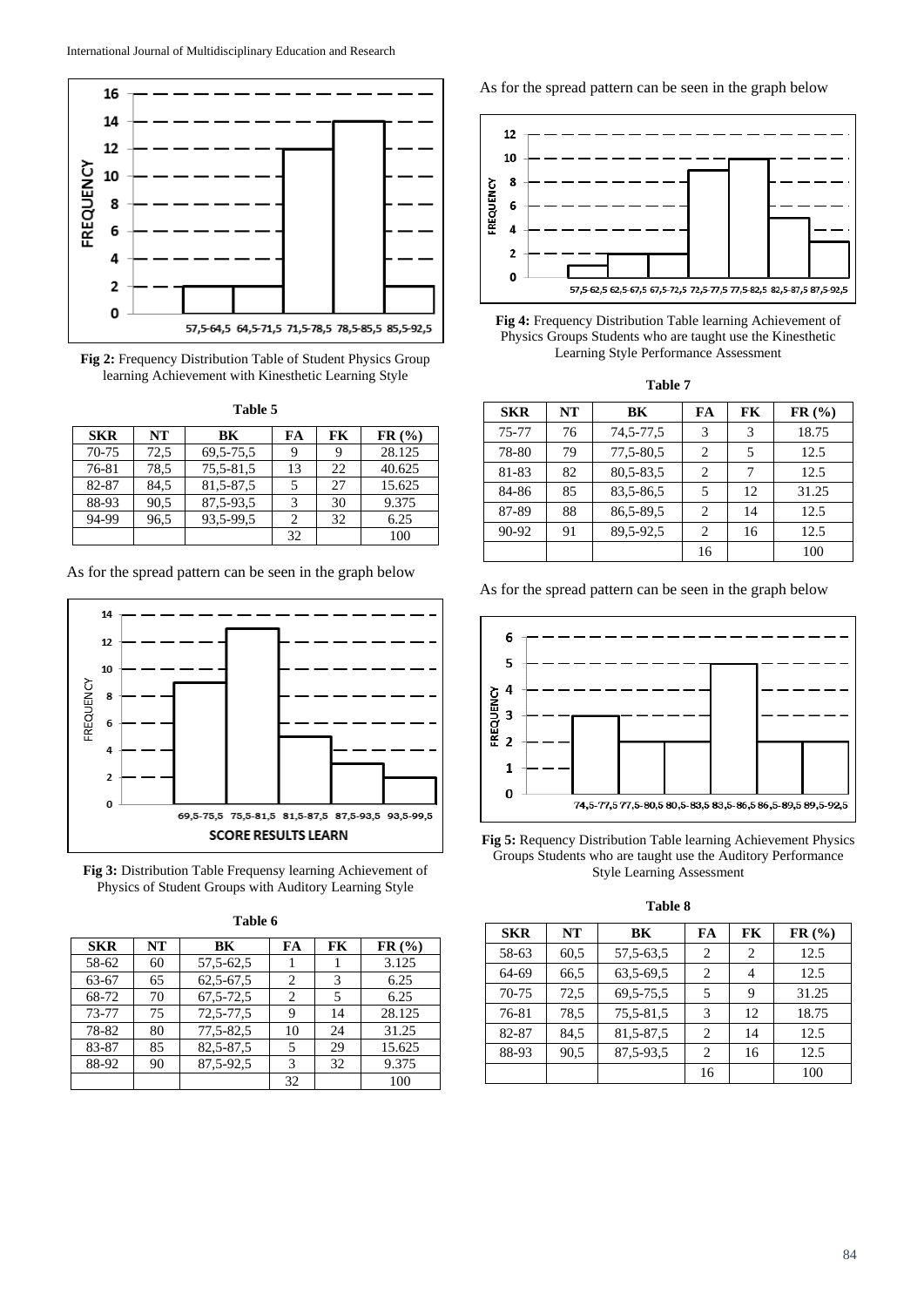**Fig 2:** Frequency Distribution Table of Student Physics Group learning Achievement with Kinesthetic Learning Style

**Table 5**

| SKR | NT | BK | FA | FK | FR (%) |
|---|---|---|---|---|---|
| 70-75 | 72,5 | 69,5-75,5 | 9 | 9 | 28.125 |
| 76-81 | 78,5 | 75,5-81,5 | 13 | 22 | 40.625 |
| 82-87 | 84,5 | 81,5-87,5 | 5 | 27 | 15.625 |
| 88-93 | 90,5 | 87,5-93,5 | 3 | 30 | 9.375 |
| 94-99 | 96,5 | 93,5-99,5 | 2 | 32 | 6.25 |
| | | | 32 | | 100 |

As for the spread pattern can be seen in the graph below

**Fig 3:** Distribution Table Frequensy learning Achievement of Physics of Student Groups with Auditory Learning Style

**Table 6**

| SKR | NT | BK | FA | FK | FR (%) |
|---|---|---|---|---|---|
| 58-62 | 60 | 57,5-62,5 | 1 | 1 | 3.125 |
| 63-67 | 65 | 62,5-67,5 | 2 | 3 | 6.25 |
| 68-72 | 70 | 67,5-72,5 | 2 | 5 | 6.25 |
| 73-77 | 75 | 72,5-77,5 | 9 | 14 | 28.125 |
| 78-82 | 80 | 77,5-82,5 | 10 | 24 | 31.25 |
| 83-87 | 85 | 82,5-87,5 | 5 | 29 | 15.625 |
| 88-92 | 90 | 87,5-92,5 | 3 | 32 | 9.375 |
| | | | 32 | | 100 |

As for the spread pattern can be seen in the graph below

**Fig 4:** Frequency Distribution Table learning Achievement of Physics Groups Students who are taught use the Kinesthetic Learning Style Performance Assessment

**Table 7**

| SKR | NT | BK | FA | FK | FR (%) |
|---|---|---|---|---|---|
| 75-77 | 76 | 74,5-77,5 | 3 | 3 | 18.75 |
| 78-80 | 79 | 77,5-80,5 | 2 | 5 | 12.5 |
| 81-83 | 82 | 80,5-83,5 | 2 | 7 | 12.5 |
| 84-86 | 85 | 83,5-86,5 | 5 | 12 | 31.25 |
| 87-89 | 88 | 86,5-89,5 | 2 | 14 | 12.5 |
| 90-92 | 91 | 89,5-92,5 | 2 | 16 | 12.5 |
| | | | 16 | | 100 |

As for the spread pattern can be seen in the graph below

**Fig 5:** Requency Distribution Table learning Achievement Physics Groups Students who are taught use the Auditory Performance Style Learning Assessment

**Table 8**

| SKR | NT | BK | FA | FK | FR (%) |
|---|---|---|---|---|---|
| 58-63 | 60,5 | 57,5-63,5 | 2 | 2 | 12.5 |
| 64-69 | 66,5 | 63,5-69,5 | 2 | 4 | 12.5 |
| 70-75 | 72,5 | 69,5-75,5 | 5 | 9 | 31.25 |
| 76-81 | 78,5 | 75,5-81,5 | 3 | 12 | 18.75 |
| 82-87 | 84,5 | 81,5-87,5 | 2 | 14 | 12.5 |
| 88-93 | 90,5 | 87,5-93,5 | 2 | 16 | 12.5 |
| | | | 16 | | 100 |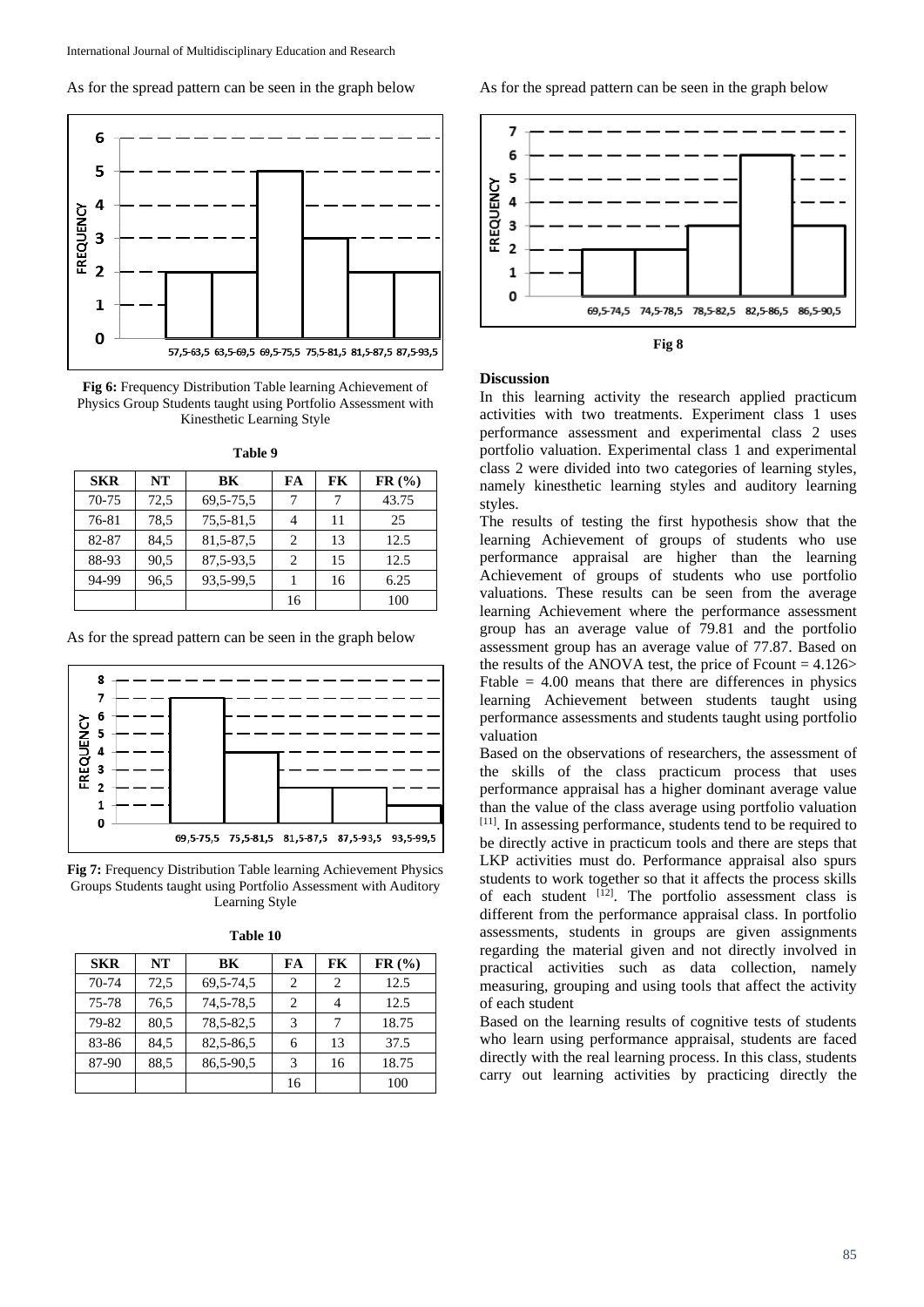As for the spread pattern can be seen in the graph below

**Fig 6:** Frequency Distribution Table learning Achievement of Physics Group Students taught using Portfolio Assessment with Kinesthetic Learning Style

**Table 9**

| SKR | NT | BK | FA | FK | FR (%) |
|---|---|---|---|---|---|
| 70-75 | 72,5 | 69,5-75,5 | 7 | 7 | 43.75 |
| 76-81 | 78,5 | 75,5-81,5 | 4 | 11 | 25 |
| 82-87 | 84,5 | 81,5-87,5 | 2 | 13 | 12.5 |
| 88-93 | 90,5 | 87,5-93,5 | 2 | 15 | 12.5 |
| 94-99 | 96,5 | 93,5-99,5 | 1 | 16 | 6.25 |
| | | | 16 | | 100 |

As for the spread pattern can be seen in the graph below

**Fig 7:** Frequency Distribution Table learning Achievement Physics Groups Students taught using Portfolio Assessment with Auditory Learning Style

**Table 10**

| SKR | NT | BK | FA | FK | FR (%) |
|---|---|---|---|---|---|
| 70-74 | 72,5 | 69,5-74,5 | 2 | 2 | 12.5 |
| 75-78 | 76,5 | 74,5-78,5 | 2 | 4 | 12.5 |
| 79-82 | 80,5 | 78,5-82,5 | 3 | 7 | 18.75 |
| 83-86 | 84,5 | 82,5-86,5 | 6 | 13 | 37.5 |
| 87-90 | 88,5 | 86,5-90,5 | 3 | 16 | 18.75 |
| | | | 16 | | 100 |

As for the spread pattern can be seen in the graph below

**Fig 8**

## Discussion

In this learning activity the research applied practicum activities with two treatments. Experiment class 1 uses performance assessment and experimental class 2 uses portfolio valuation. Experimental class 1 and experimental class 2 were divided into two categories of learning styles, namely kinesthetic learning styles and auditory learning styles.

The results of testing the first hypothesis show that the learning Achievement of groups of students who use performance appraisal are higher than the learning Achievement of groups of students who use portfolio valuations. These results can be seen from the average learning Achievement where the performance assessment group has an average value of 79.81 and the portfolio assessment group has an average value of 77.87. Based on the results of the ANOVA test, the price of $F_{count} = 4.126 > F_{table} = 4.00$ means that there are differences in physics learning Achievement between students taught using performance assessments and students taught using portfolio valuation

Based on the observations of researchers, the assessment of the skills of the class practicum process that uses performance appraisal has a higher dominant average value than the value of the class average using portfolio valuation [11]. In assessing performance, students tend to be required to be directly active in practicum tools and there are steps that LKP activities must do. Performance appraisal also spurs students to work together so that it affects the process skills of each student [12]. The portfolio assessment class is different from the performance appraisal class. In portfolio assessments, students in groups are given assignments regarding the material given and not directly involved in practical activities such as data collection, namely measuring, grouping and using tools that affect the activity of each student

Based on the learning results of cognitive tests of students who learn using performance appraisal, students are faced directly with the real learning process. In this class, students carry out learning activities by practicing directly the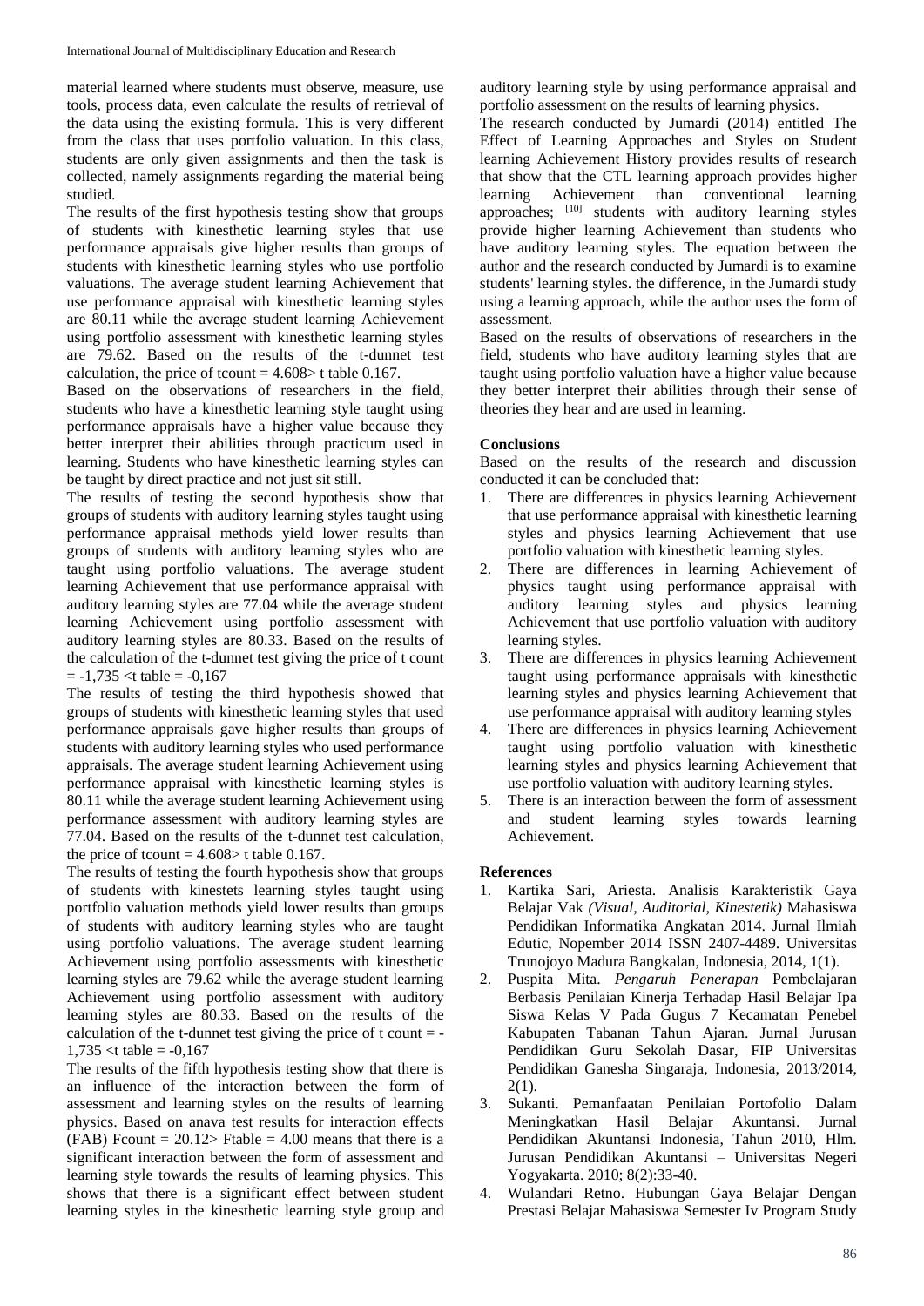material learned where students must observe, measure, use tools, process data, even calculate the results of retrieval of the data using the existing formula. This is very different from the class that uses portfolio valuation. In this class, students are only given assignments and then the task is collected, namely assignments regarding the material being studied.

The results of the first hypothesis testing show that groups of students with kinesthetic learning styles that use performance appraisals give higher results than groups of students with kinesthetic learning styles who use portfolio valuations. The average student learning Achievement that use performance appraisal with kinesthetic learning styles are 80.11 while the average student learning Achievement using portfolio assessment with kinesthetic learning styles are 79.62. Based on the results of the t-dunnet test calculation, the price of tcount = 4.608> t table 0.167.

Based on the observations of researchers in the field, students who have a kinesthetic learning style taught using performance appraisals have a higher value because they better interpret their abilities through practicum used in learning. Students who have kinesthetic learning styles can be taught by direct practice and not just sit still.

The results of testing the second hypothesis show that groups of students with auditory learning styles taught using performance appraisal methods yield lower results than groups of students with auditory learning styles who are taught using portfolio valuations. The average student learning Achievement that use performance appraisal with auditory learning styles are 77.04 while the average student learning Achievement using portfolio assessment with auditory learning styles are 80.33. Based on the results of the calculation of the t-dunnet test giving the price of t count = -1,735 <t table = -0,167

The results of testing the third hypothesis showed that groups of students with kinesthetic learning styles that used performance appraisals gave higher results than groups of students with auditory learning styles who used performance appraisals. The average student learning Achievement using performance appraisal with kinesthetic learning styles is 80.11 while the average student learning Achievement using performance assessment with auditory learning styles are 77.04. Based on the results of the t-dunnet test calculation, the price of tcount = 4.608> t table 0.167.

The results of testing the fourth hypothesis show that groups of students with kinestets learning styles taught using portfolio valuation methods yield lower results than groups of students with auditory learning styles who are taught using portfolio valuations. The average student learning Achievement using portfolio assessments with kinesthetic learning styles are 79.62 while the average student learning Achievement using portfolio assessment with auditory learning styles are 80.33. Based on the results of the calculation of the t-dunnet test giving the price of t count = -1,735 <t table = -0,167

The results of the fifth hypothesis testing show that there is an influence of the interaction between the form of assessment and learning styles on the results of learning physics. Based on anava test results for interaction effects (FAB) Fcount = 20.12> Ftable = 4.00 means that there is a significant interaction between the form of assessment and learning style towards the results of learning physics. This shows that there is a significant effect between student learning styles in the kinesthetic learning style group and auditory learning style by using performance appraisal and portfolio assessment on the results of learning physics.

The research conducted by Jumardi (2014) entitled The Effect of Learning Approaches and Styles on Student learning Achievement History provides results of research that show that the CTL learning approach provides higher learning Achievement than conventional learning approaches; [10] students with auditory learning styles provide higher learning Achievement than students who have auditory learning styles. The equation between the author and the research conducted by Jumardi is to examine students' learning styles. the difference, in the Jumardi study using a learning approach, while the author uses the form of assessment.

Based on the results of observations of researchers in the field, students who have auditory learning styles that are taught using portfolio valuation have a higher value because they better interpret their abilities through their sense of theories they hear and are used in learning.

## Conclusions

Based on the results of the research and discussion conducted it can be concluded that:

1. There are differences in physics learning Achievement that use performance appraisal with kinesthetic learning styles and physics learning Achievement that use portfolio valuation with kinesthetic learning styles.
2. There are differences in learning Achievement of physics taught using performance appraisal with auditory learning styles and physics learning Achievement that use portfolio valuation with auditory learning styles.
3. There are differences in physics learning Achievement taught using performance appraisals with kinesthetic learning styles and physics learning Achievement that use performance appraisal with auditory learning styles
4. There are differences in physics learning Achievement taught using portfolio valuation with kinesthetic learning styles and physics learning Achievement that use portfolio valuation with auditory learning styles.
5. There is an interaction between the form of assessment and student learning styles towards learning Achievement.

## References

1. Kartika Sari, Ariesta. Analisis Karakteristik Gaya Belajar Vak *(Visual, Auditorial, Kinestetik)* Mahasiswa Pendidikan Informatika Angkatan 2014. Jurnal Ilmiah Edutic, Nopember 2014 ISSN 2407-4489. Universitas Trunojoyo Madura Bangkalan, Indonesia, 2014, 1(1).
2. Puspita Mita. *Pengaruh Penerapan* Pembelajaran Berbasis Penilaian Kinerja Terhadap Hasil Belajar Ipa Siswa Kelas V Pada Gugus 7 Kecamatan Penebel Kabupaten Tabanan Tahun Ajaran. Jurnal Jurusan Pendidikan Guru Sekolah Dasar, FIP Universitas Pendidikan Ganesha Singaraja, Indonesia, 2013/2014, 2(1).
3. Sukanti. Pemanfaatan Penilaian Portofolio Dalam Meningkatkan Hasil Belajar Akuntansi. Jurnal Pendidikan Akuntansi Indonesia, Tahun 2010, Hlm. Jurusan Pendidikan Akuntansi – Universitas Negeri Yogyakarta. 2010; 8(2):33-40.
4. Wulandari Retno. Hubungan Gaya Belajar Dengan Prestasi Belajar Mahasiswa Semester Iv Program Study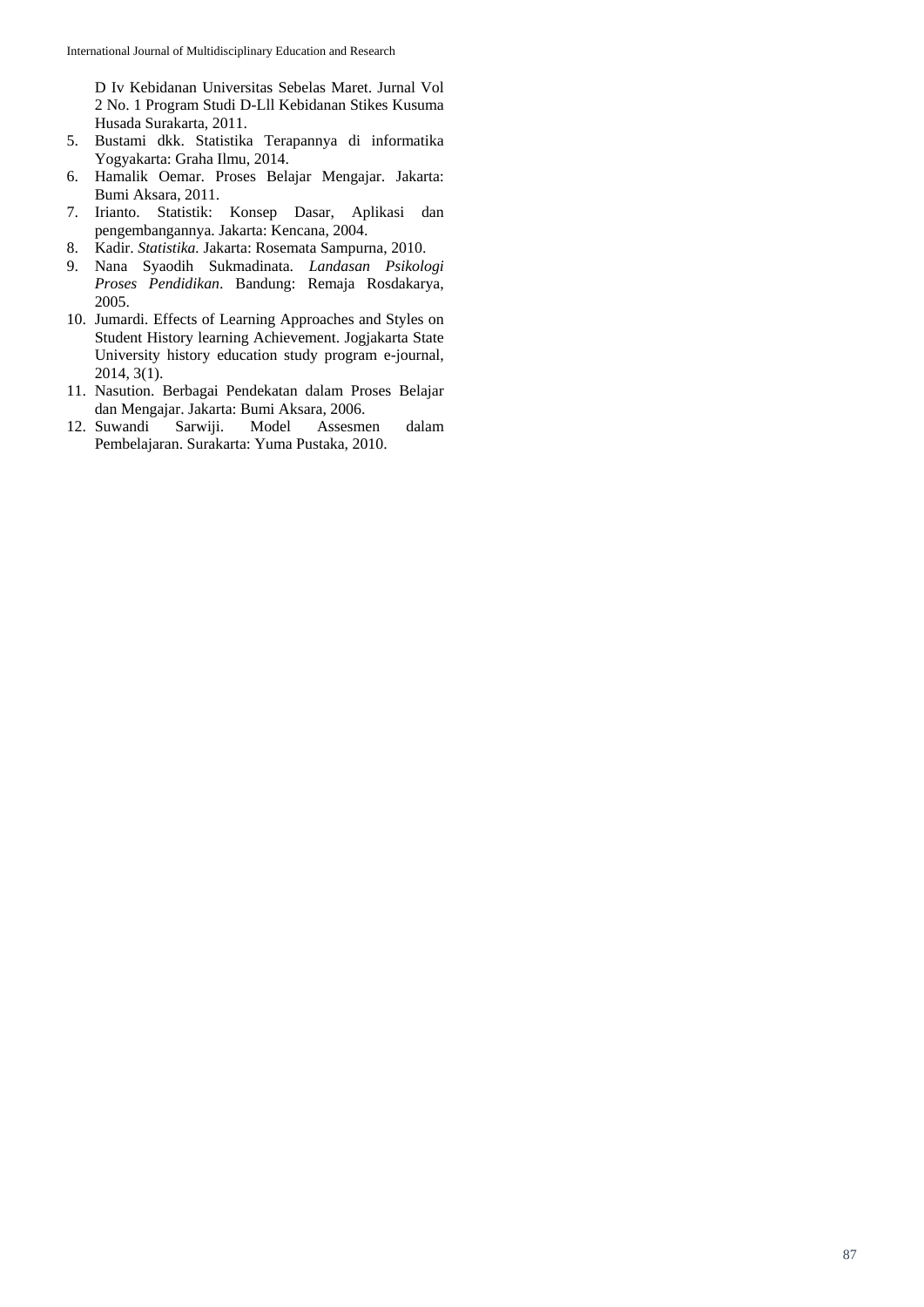D Iv Kebidanan Universitas Sebelas Maret. Jurnal Vol 2 No. 1 Program Studi D-Lll Kebidanan Stikes Kusuma Husada Surakarta, 2011.

5. Bustami dkk. Statistika Terapannya di informatika Yogyakarta: Graha Ilmu, 2014.
6. Hamalik Oemar. Proses Belajar Mengajar. Jakarta: Bumi Aksara, 2011.
7. Irianto. Statistik: Konsep Dasar, Aplikasi dan pengembangannya. Jakarta: Kencana, 2004.
8. Kadir. *Statistika.* Jakarta: Rosemata Sampurna, 2010.
9. Nana Syaodih Sukmadinata. *Landasan Psikologi Proses Pendidikan*. Bandung: Remaja Rosdakarya, 2005.
10. Jumardi. Effects of Learning Approaches and Styles on Student History learning Achievement. Jogjakarta State University history education study program e-journal, 2014, 3(1).
11. Nasution. Berbagai Pendekatan dalam Proses Belajar dan Mengajar. Jakarta: Bumi Aksara, 2006.
12. Suwandi Sarwiji. Model Assesmen dalam Pembelajaran. Surakarta: Yuma Pustaka, 2010.